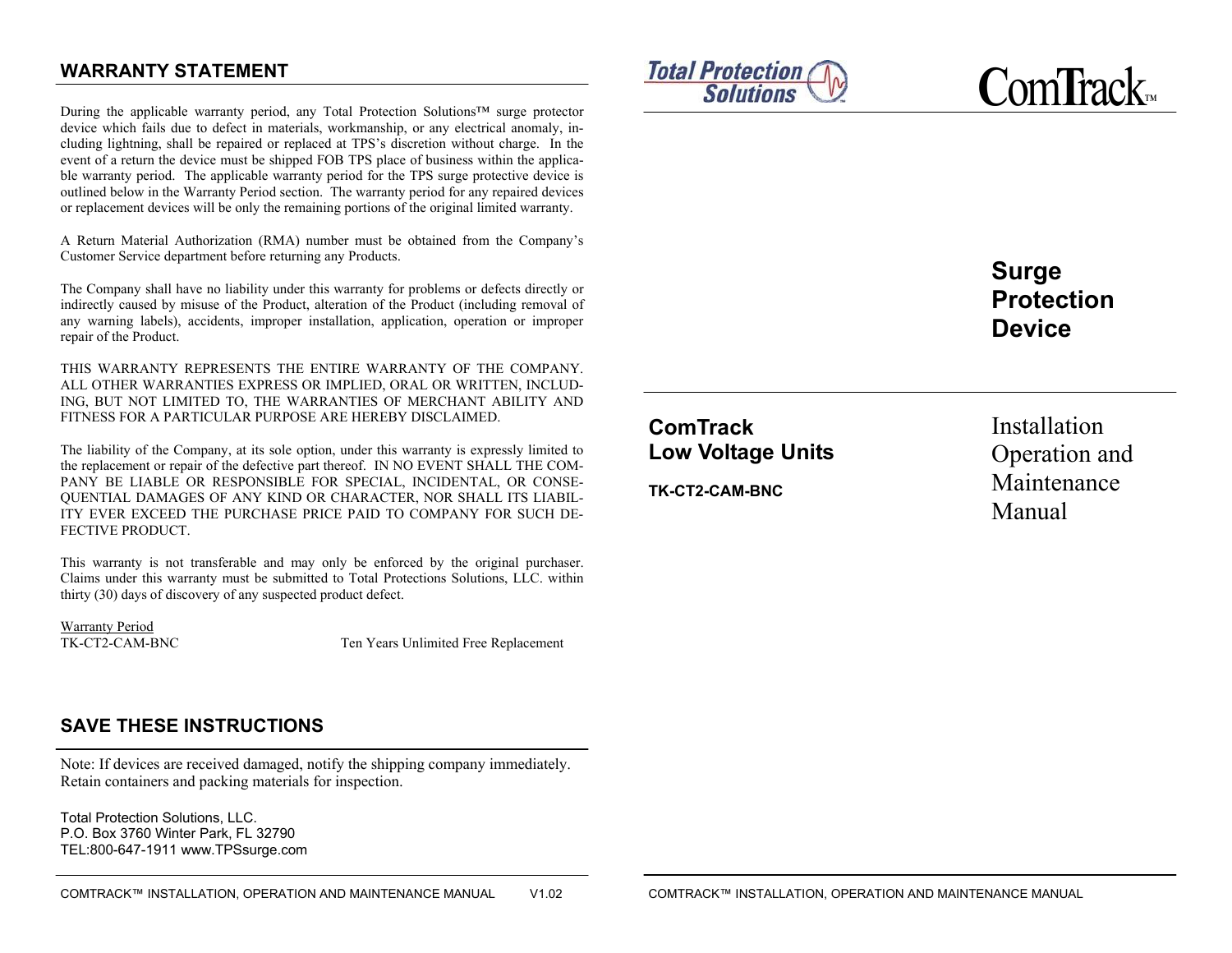## WARRANTY STATEMENT

During the applicable warranty period, any Total Protection Solutions™ surge protector device which fails due to defect in materials, workmanship, or any electrical anomaly, including lightning, shall be repaired or replaced at TPS's discretion without charge. In the event of a return the device must be shipped FOB TPS place of business within the applicable warranty period. The applicable warranty period for the TPS surge protective device is outlined below in the Warranty Period section. The warranty period for any repaired devices or replacement devices will be only the remaining portions of the original limited warranty.

A Return Material Authorization (RMA) number must be obtained from the Company's Customer Service department before returning any Products.

The Company shall have no liability under this warranty for problems or defects directly or indirectly caused by misuse of the Product, alteration of the Product (including removal of any warning labels), accidents, improper installation, application, operation or improper repair of the Product.

THIS WARRANTY REPRESENTS THE ENTIRE WARRANTY OF THE COMPANY. ALL OTHER WARRANTIES EXPRESS OR IMPLIED, ORAL OR WRITTEN, INCLUDING, BUT NOT LIMITED TO, THE WARRANTIES OF MERCHANT ABILITY AND FITNESS FOR A PARTICULAR PURPOSE ARE HEREBY DISCLAIMED.

The liability of the Company, at its sole option, under this warranty is expressly limited to the replacement or repair of the defective part thereof. IN NO EVENT SHALL THE COMPANY BE LIABLE OR RESPONSIBLE FOR SPECIAL, INCIDENTAL, OR CONSEQUENTIAL DAMAGES OF ANY KIND OR CHARACTER, NOR SHALL ITS LIABILITY EVER EXCEED THE PURCHASE PRICE PAID TO COMPANY FOR SUCH DEFECTIVE PRODUCT.

This warranty is not transferable and may only be enforced by the original purchaser. Claims under this warranty must be submitted to Total Protections Solutions, LLC. within thirty (30) days of discovery of any suspected product defect.

Warranty Period

| TK-CT2-CAM-BNC | Ten Years Unlimited Free Replacement |
|---|---|

## SAVE THESE INSTRUCTIONS

Note: If devices are received damaged, notify the shipping company immediately. Retain containers and packing materials for inspection.

Total Protection Solutions, LLC.
P.O. Box 3760 Winter Park, FL 32790
TEL:800-647-1911 www.TPSsurge.com

Total Protection Solutions

ComTrack™

# Surge Protection Device

**ComTrack**
**Low Voltage Units**

**TK-CT2-CAM-BNC**

Installation Operation and Maintenance Manual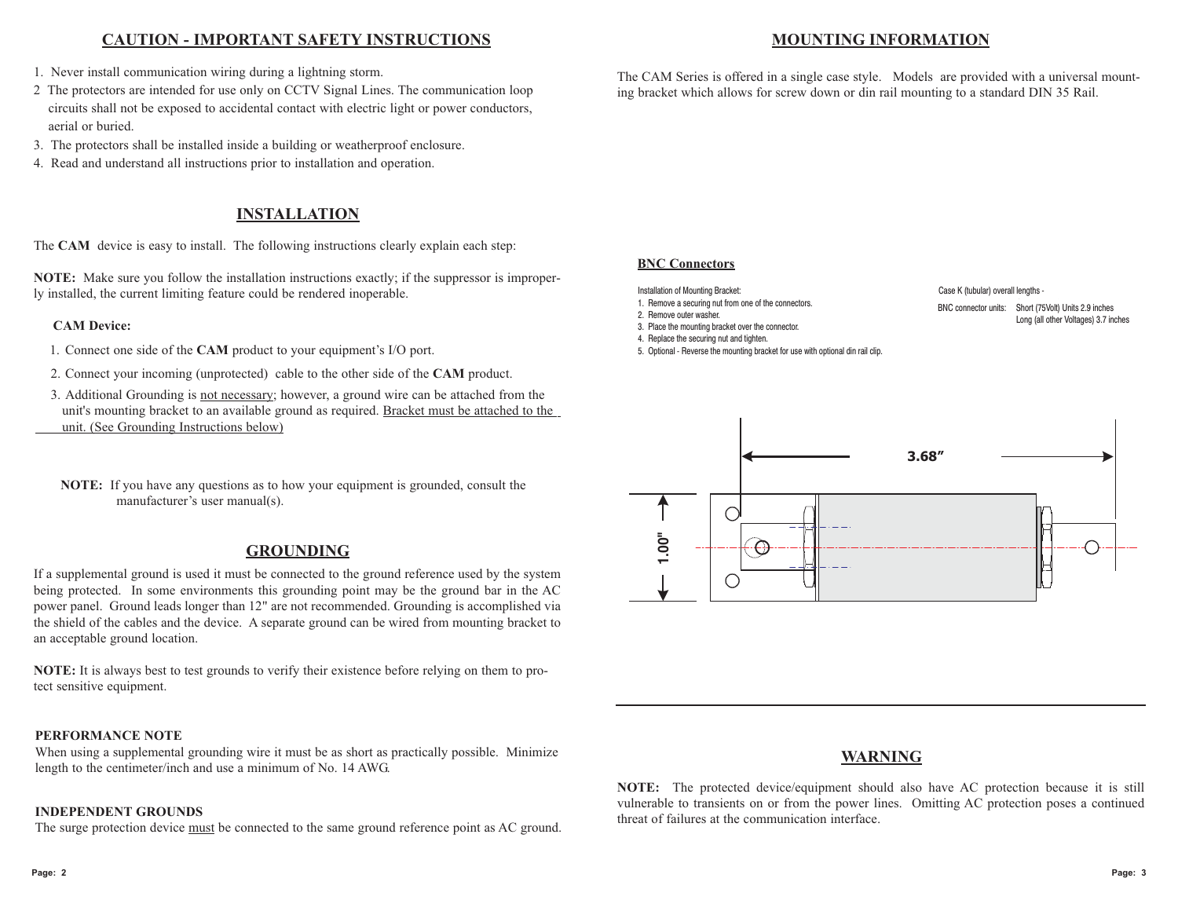## CAUTION - IMPORTANT SAFETY INSTRUCTIONS

1. Never install communication wiring during a lightning storm.
2. The protectors are intended for use only on CCTV Signal Lines. The communication loop circuits shall not be exposed to accidental contact with electric light or power conductors, aerial or buried.
3. The protectors shall be installed inside a building or weatherproof enclosure.
4. Read and understand all instructions prior to installation and operation.

## INSTALLATION

The **CAM** device is easy to install. The following instructions clearly explain each step:

**NOTE:** Make sure you follow the installation instructions exactly; if the suppressor is improperly installed, the current limiting feature could be rendered inoperable.

**CAM Device:**

1. Connect one side of the **CAM** product to your equipment's I/O port.
2. Connect your incoming (unprotected) cable to the other side of the **CAM** product.
3. Additional Grounding is not necessary; however, a ground wire can be attached from the unit's mounting bracket to an available ground as required. Bracket must be attached to the unit. (See Grounding Instructions below)

**NOTE:** If you have any questions as to how your equipment is grounded, consult the manufacturer's user manual(s).

## GROUNDING

If a supplemental ground is used it must be connected to the ground reference used by the system being protected. In some environments this grounding point may be the ground bar in the AC power panel. Ground leads longer than 12" are not recommended. Grounding is accomplished via the shield of the cables and the device. A separate ground can be wired from mounting bracket to an acceptable ground location.

**NOTE:** It is always best to test grounds to verify their existence before relying on them to protect sensitive equipment.

**PERFORMANCE NOTE**

When using a supplemental grounding wire it must be as short as practically possible. Minimize length to the centimeter/inch and use a minimum of No. 14 AWG.

**INDEPENDENT GROUNDS**

The surge protection device must be connected to the same ground reference point as AC ground.

## MOUNTING INFORMATION

The CAM Series is offered in a single case style. Models are provided with a universal mounting bracket which allows for screw down or din rail mounting to a standard DIN 35 Rail.

**BNC Connectors**

Installation of Mounting Bracket:

1. Remove a securing nut from one of the connectors.
2. Remove outer washer.
3. Place the mounting bracket over the connector.
4. Replace the securing nut and tighten.
5. Optional - Reverse the mounting bracket for use with optional din rail clip.

Case K (tubular) overall lengths -

BNC connector units: Short (75Volt) Units 2.9 inches
Long (all other Voltages) 3.7 inches

3.68"

1.00"

## WARNING

**NOTE:** The protected device/equipment should also have AC protection because it is still vulnerable to transients on or from the power lines. Omitting AC protection poses a continued threat of failures at the communication interface.